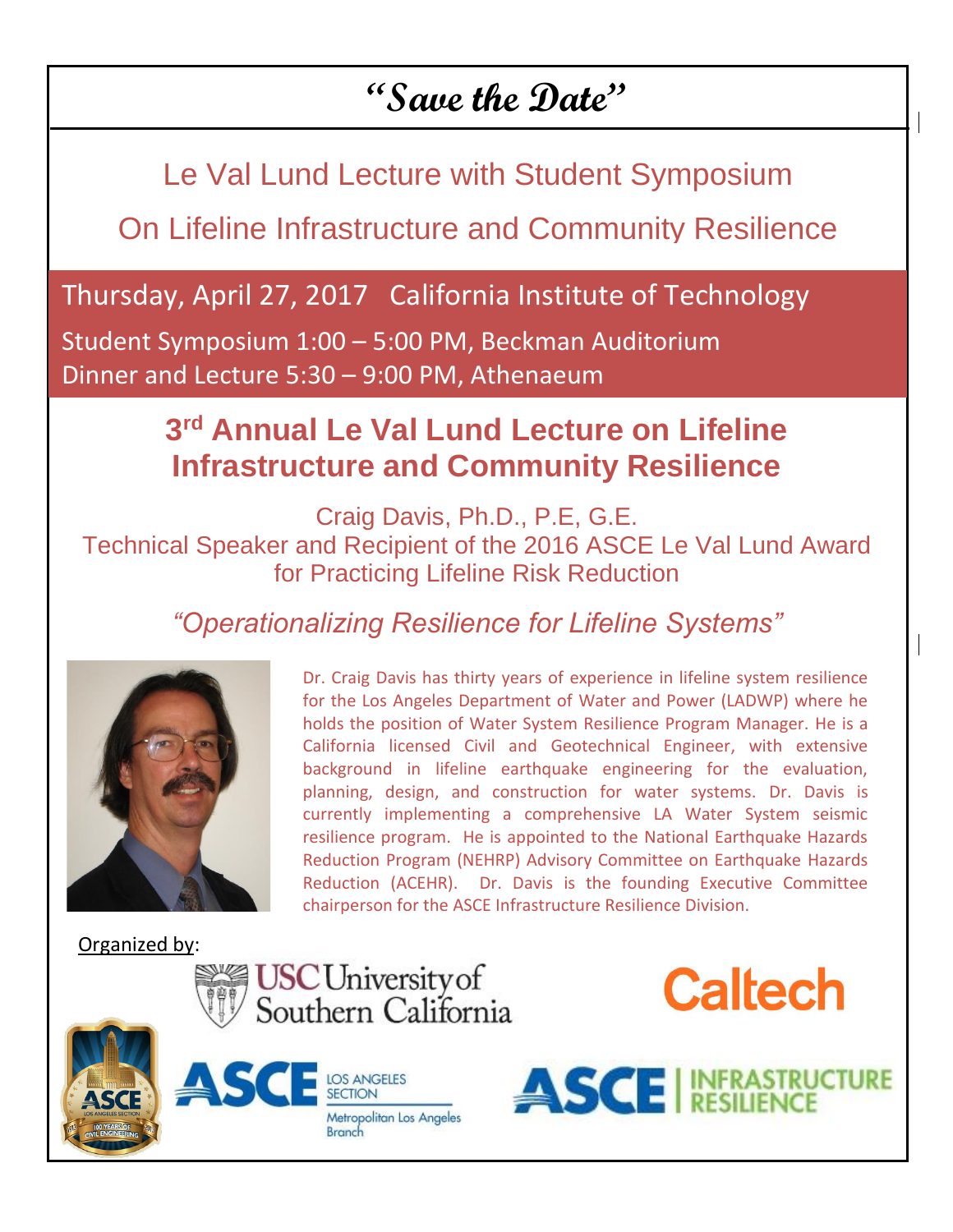# "Save the Date"

## Le Val Lund Lecture with Student Symposium

## On Lifeline Infrastructure and Community Resilience

**Thursday, April 27, 2017 California Institute of Technology**

Student Symposium 1:00 – 5:00 PM, Beckman Auditorium

Dinner and Lecture 5:30 – 9:00 PM, Athenaeum

## 3rd Annual Le Val Lund Lecture on Lifeline Infrastructure and Community Resilience

Craig Davis, Ph.D., P.E, G.E.

Technical Speaker and Recipient of the 2016 ASCE Le Val Lund Award for Practicing Lifeline Risk Reduction

*"Operationalizing Resilience for Lifeline Systems"*

Dr. Craig Davis has thirty years of experience in lifeline system resilience for the Los Angeles Department of Water and Power (LADWP) where he holds the position of Water System Resilience Program Manager. He is a California licensed Civil and Geotechnical Engineer, with extensive background in lifeline earthquake engineering for the evaluation, planning, design, and construction for water systems. Dr. Davis is currently implementing a comprehensive LA Water System seismic resilience program. He is appointed to the National Earthquake Hazards Reduction Program (NEHRP) Advisory Committee on Earthquake Hazards Reduction (ACEHR). Dr. Davis is the founding Executive Committee chairperson for the ASCE Infrastructure Resilience Division.

Organized by:

USC University of Southern California

Caltech

ASCE Los Angeles Section – Metropolitan Los Angeles Branch

ASCE | Infrastructure Resilience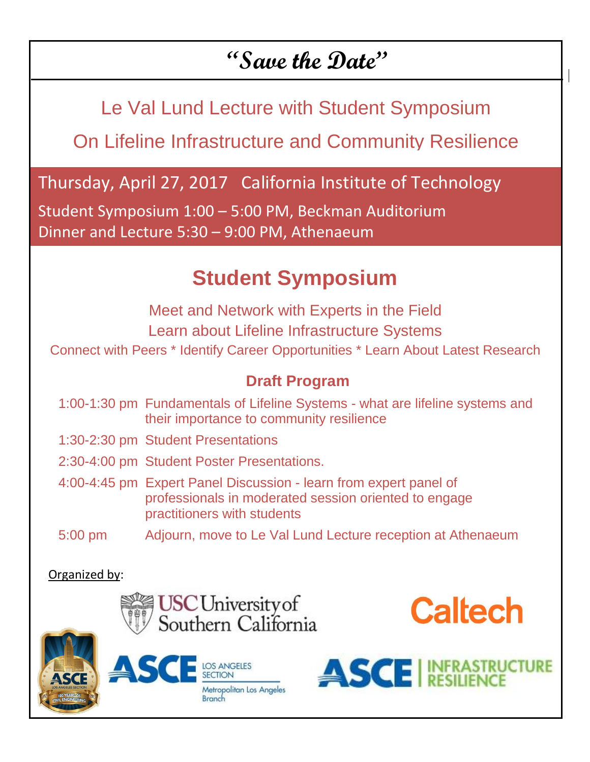# "Save the Date"

## Le Val Lund Lecture with Student Symposium

## On Lifeline Infrastructure and Community Resilience

**Thursday, April 27, 2017   California Institute of Technology**

Student Symposium 1:00 – 5:00 PM, Beckman Auditorium
Dinner and Lecture 5:30 – 9:00 PM, Athenaeum

## Student Symposium

Meet and Network with Experts in the Field
Learn about Lifeline Infrastructure Systems
Connect with Peers * Identify Career Opportunities * Learn About Latest Research

### Draft Program

| | |
|---|---|
| 1:00-1:30 pm | Fundamentals of Lifeline Systems - what are lifeline systems and their importance to community resilience |
| 1:30-2:30 pm | Student Presentations |
| 2:30-4:00 pm | Student Poster Presentations. |
| 4:00-4:45 pm | Expert Panel Discussion - learn from expert panel of professionals in moderated session oriented to engage practitioners with students |
| 5:00 pm | Adjourn, move to Le Val Lund Lecture reception at Athenaeum |

Organized by:

USC University of Southern California

Caltech

ASCE Los Angeles Section, 100 Years of Civil Engineering

ASCE Los Angeles Section, Metropolitan Los Angeles Branch

ASCE | Infrastructure Resilience